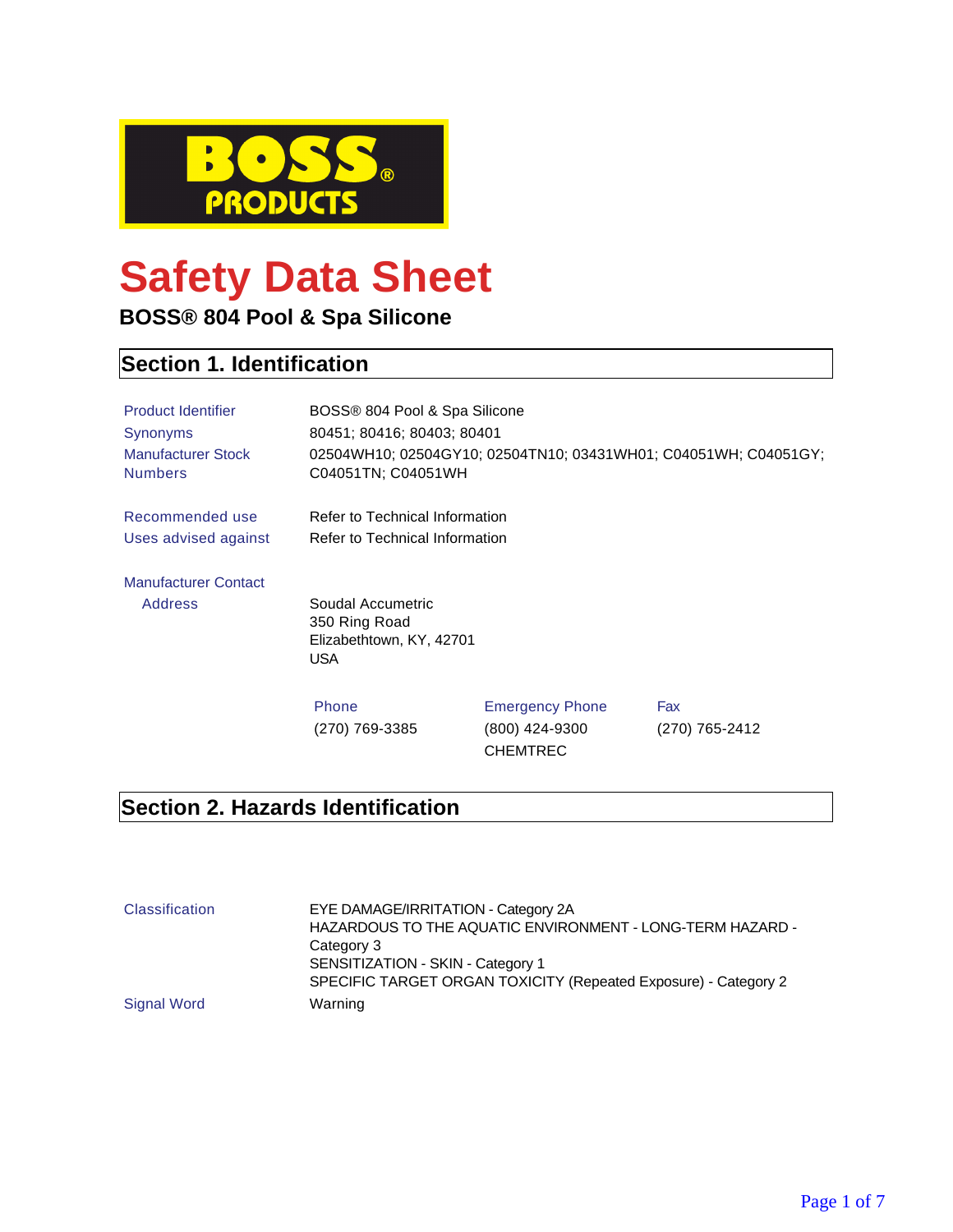BOSS® PRODUCTS

# Safety Data Sheet

**BOSS® 804 Pool & Spa Silicone**

## Section 1. Identification

| | |
|---|---|
| Product Identifier | BOSS® 804 Pool & Spa Silicone |
| Synonyms | 80451; 80416; 80403; 80401 |
| Manufacturer Stock Numbers | 02504WH10; 02504GY10; 02504TN10; 03431WH01; C04051WH; C04051GY; C04051TN; C04051WH |
| Recommended use | Refer to Technical Information |
| Uses advised against | Refer to Technical Information |

**Manufacturer Contact**

Address

Soudal Accumetric
350 Ring Road
Elizabethtown, KY, 42701
USA

| Phone | Emergency Phone | Fax |
|---|---|---|
| (270) 769-3385 | (800) 424-9300 CHEMTREC | (270) 765-2412 |

## Section 2. Hazards Identification

| | |
|---|---|
| Classification | EYE DAMAGE/IRRITATION - Category 2A<br>HAZARDOUS TO THE AQUATIC ENVIRONMENT - LONG-TERM HAZARD - Category 3<br>SENSITIZATION - SKIN - Category 1<br>SPECIFIC TARGET ORGAN TOXICITY (Repeated Exposure) - Category 2 |
| Signal Word | Warning |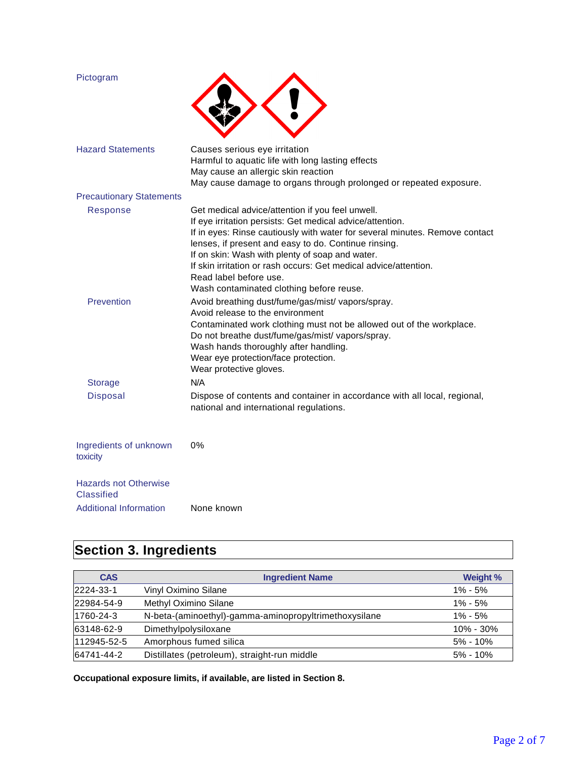Pictogram

Hazard Statements

Causes serious eye irritation
Harmful to aquatic life with long lasting effects
May cause an allergic skin reaction
May cause damage to organs through prolonged or repeated exposure.

Precautionary Statements

Response

Get medical advice/attention if you feel unwell.
If eye irritation persists: Get medical advice/attention.
If in eyes: Rinse cautiously with water for several minutes. Remove contact lenses, if present and easy to do. Continue rinsing.
If on skin: Wash with plenty of soap and water.
If skin irritation or rash occurs: Get medical advice/attention.
Read label before use.
Wash contaminated clothing before reuse.

Prevention

Avoid breathing dust/fume/gas/mist/ vapors/spray.
Avoid release to the environment
Contaminated work clothing must not be allowed out of the workplace.
Do not breathe dust/fume/gas/mist/ vapors/spray.
Wash hands thoroughly after handling.
Wear eye protection/face protection.
Wear protective gloves.

Storage

N/A

Disposal

Dispose of contents and container in accordance with all local, regional, national and international regulations.

Ingredients of unknown toxicity

0%

Hazards not Otherwise Classified

Additional Information

None known

## Section 3. Ingredients

| CAS | Ingredient Name | Weight % |
|---|---|---|
| 2224-33-1 | Vinyl Oximino Silane | 1% - 5% |
| 22984-54-9 | Methyl Oximino Silane | 1% - 5% |
| 1760-24-3 | N-beta-(aminoethyl)-gamma-aminopropyltrimethoxysilane | 1% - 5% |
| 63148-62-9 | Dimethylpolysiloxane | 10% - 30% |
| 112945-52-5 | Amorphous fumed silica | 5% - 10% |
| 64741-44-2 | Distillates (petroleum), straight-run middle | 5% - 10% |

**Occupational exposure limits, if available, are listed in Section 8.**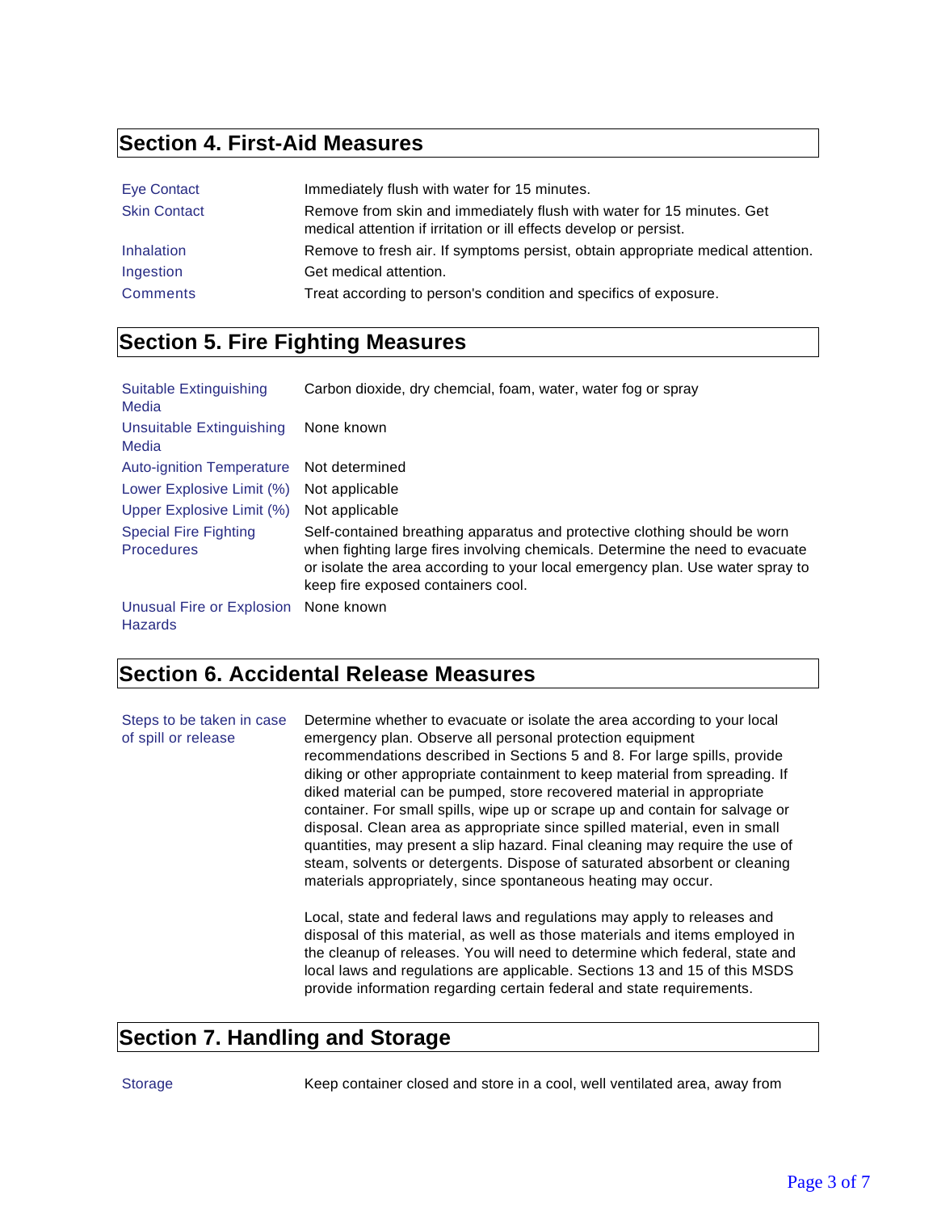## Section 4. First-Aid Measures

| | |
|---|---|
| Eye Contact | Immediately flush with water for 15 minutes. |
| Skin Contact | Remove from skin and immediately flush with water for 15 minutes. Get medical attention if irritation or ill effects develop or persist. |
| Inhalation | Remove to fresh air. If symptoms persist, obtain appropriate medical attention. |
| Ingestion | Get medical attention. |
| Comments | Treat according to person's condition and specifics of exposure. |

## Section 5. Fire Fighting Measures

| | |
|---|---|
| Suitable Extinguishing Media | Carbon dioxide, dry chemcial, foam, water, water fog or spray |
| Unsuitable Extinguishing Media | None known |
| Auto-ignition Temperature | Not determined |
| Lower Explosive Limit (%) | Not applicable |
| Upper Explosive Limit (%) | Not applicable |
| Special Fire Fighting Procedures | Self-contained breathing apparatus and protective clothing should be worn when fighting large fires involving chemicals. Determine the need to evacuate or isolate the area according to your local emergency plan. Use water spray to keep fire exposed containers cool. |
| Unusual Fire or Explosion Hazards | None known |

## Section 6. Accidental Release Measures

**Steps to be taken in case of spill or release**

Determine whether to evacuate or isolate the area according to your local emergency plan. Observe all personal protection equipment recommendations described in Sections 5 and 8. For large spills, provide diking or other appropriate containment to keep material from spreading. If diked material can be pumped, store recovered material in appropriate container. For small spills, wipe up or scrape up and contain for salvage or disposal. Clean area as appropriate since spilled material, even in small quantities, may present a slip hazard. Final cleaning may require the use of steam, solvents or detergents. Dispose of saturated absorbent or cleaning materials appropriately, since spontaneous heating may occur.

Local, state and federal laws and regulations may apply to releases and disposal of this material, as well as those materials and items employed in the cleanup of releases. You will need to determine which federal, state and local laws and regulations are applicable. Sections 13 and 15 of this MSDS provide information regarding certain federal and state requirements.

## Section 7. Handling and Storage

**Storage** Keep container closed and store in a cool, well ventilated area, away from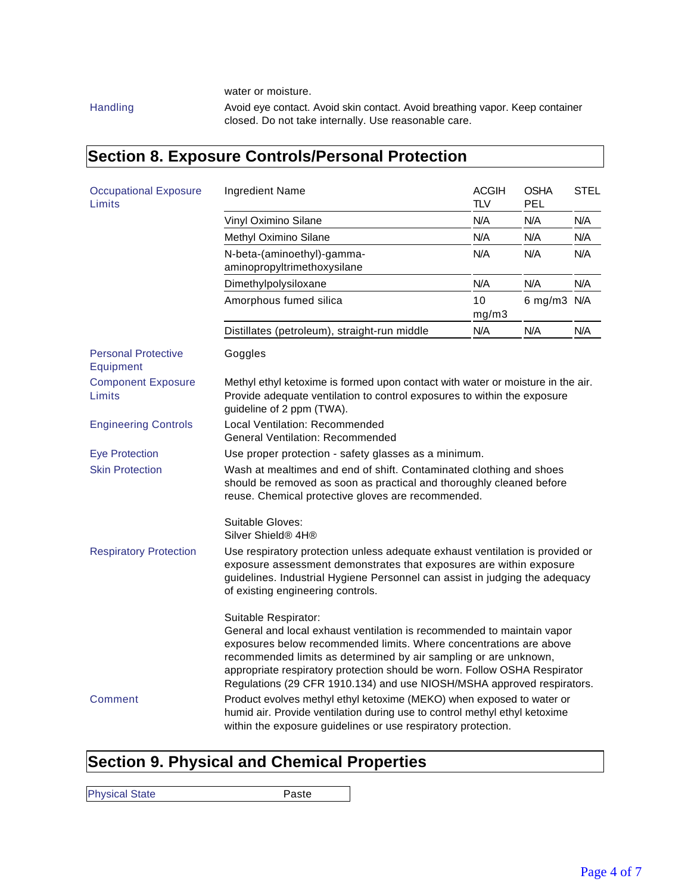water or moisture.

**Handling**

Avoid eye contact. Avoid skin contact. Avoid breathing vapor. Keep container closed. Do not take internally. Use reasonable care.

## Section 8. Exposure Controls/Personal Protection

**Occupational Exposure Limits**

| Ingredient Name | ACGIH TLV | OSHA PEL | STEL |
|---|---|---|---|
| Vinyl Oximino Silane | N/A | N/A | N/A |
| Methyl Oximino Silane | N/A | N/A | N/A |
| N-beta-(aminoethyl)-gamma-aminopropyltrimethoxysilane | N/A | N/A | N/A |
| Dimethylpolysiloxane | N/A | N/A | N/A |
| Amorphous fumed silica | 10 mg/m3 | 6 mg/m3 | N/A |
| Distillates (petroleum), straight-run middle | N/A | N/A | N/A |

**Personal Protective Equipment**

Goggles

**Component Exposure Limits**

Methyl ethyl ketoxime is formed upon contact with water or moisture in the air. Provide adequate ventilation to control exposures to within the exposure guideline of 2 ppm (TWA).

**Engineering Controls**

Local Ventilation: Recommended
General Ventilation: Recommended

**Eye Protection**

Use proper protection - safety glasses as a minimum.

**Skin Protection**

Wash at mealtimes and end of shift. Contaminated clothing and shoes should be removed as soon as practical and thoroughly cleaned before reuse. Chemical protective gloves are recommended.

Suitable Gloves:
Silver Shield® 4H®

**Respiratory Protection**

Use respiratory protection unless adequate exhaust ventilation is provided or exposure assessment demonstrates that exposures are within exposure guidelines. Industrial Hygiene Personnel can assist in judging the adequacy of existing engineering controls.

Suitable Respirator:
General and local exhaust ventilation is recommended to maintain vapor exposures below recommended limits. Where concentrations are above recommended limits as determined by air sampling or are unknown, appropriate respiratory protection should be worn. Follow OSHA Respirator Regulations (29 CFR 1910.134) and use NIOSH/MSHA approved respirators.

**Comment**

Product evolves methyl ethyl ketoxime (MEKO) when exposed to water or humid air. Provide ventilation during use to control methyl ethyl ketoxime within the exposure guidelines or use respiratory protection.

## Section 9. Physical and Chemical Properties

| Physical State | Paste |
|---|---|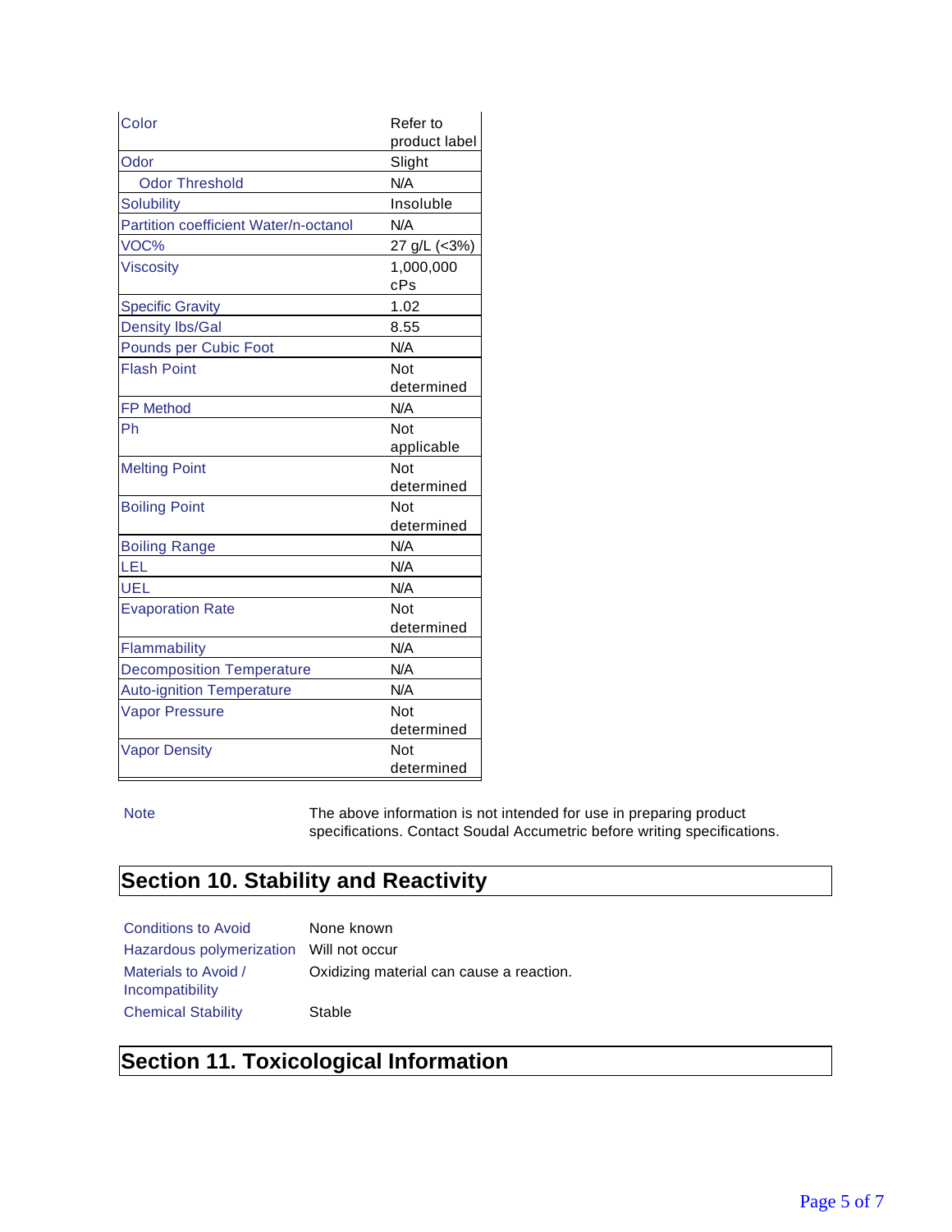| | |
|---|---|
| Color | Refer to product label |
| Odor | Slight |
| Odor Threshold | N/A |
| Solubility | Insoluble |
| Partition coefficient Water/n-octanol | N/A |
| VOC% | 27 g/L (<3%) |
| Viscosity | 1,000,000 cPs |
| Specific Gravity | 1.02 |
| Density lbs/Gal | 8.55 |
| Pounds per Cubic Foot | N/A |
| Flash Point | Not determined |
| FP Method | N/A |
| Ph | Not applicable |
| Melting Point | Not determined |
| Boiling Point | Not determined |
| Boiling Range | N/A |
| LEL | N/A |
| UEL | N/A |
| Evaporation Rate | Not determined |
| Flammability | N/A |
| Decomposition Temperature | N/A |
| Auto-ignition Temperature | N/A |
| Vapor Pressure | Not determined |
| Vapor Density | Not determined |

Note — The above information is not intended for use in preparing product specifications. Contact Soudal Accumetric before writing specifications.

## Section 10. Stability and Reactivity

| | |
|---|---|
| Conditions to Avoid | None known |
| Hazardous polymerization | Will not occur |
| Materials to Avoid / Incompatibility | Oxidizing material can cause a reaction. |
| Chemical Stability | Stable |

## Section 11. Toxicological Information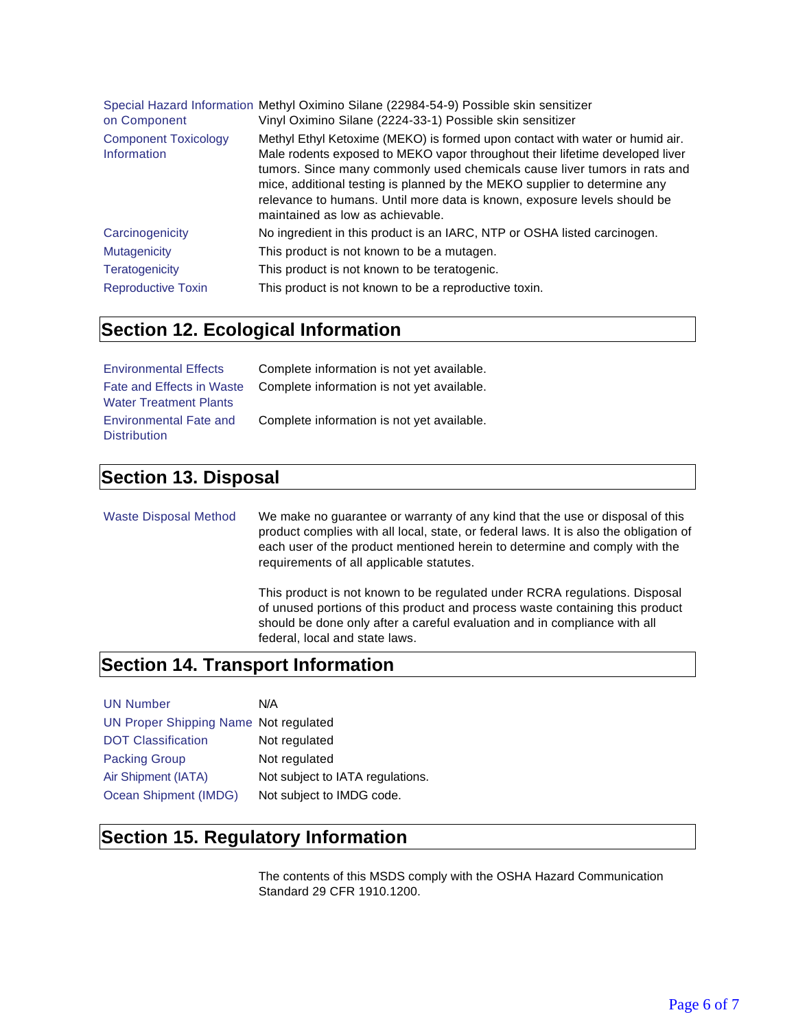| | |
|---|---|
| Special Hazard Information on Component | Methyl Oximino Silane (22984-54-9) Possible skin sensitizer<br>Vinyl Oximino Silane (2224-33-1) Possible skin sensitizer |
| Component Toxicology Information | Methyl Ethyl Ketoxime (MEKO) is formed upon contact with water or humid air. Male rodents exposed to MEKO vapor throughout their lifetime developed liver tumors. Since many commonly used chemicals cause liver tumors in rats and mice, additional testing is planned by the MEKO supplier to determine any relevance to humans. Until more data is known, exposure levels should be maintained as low as achievable. |
| Carcinogenicity | No ingredient in this product is an IARC, NTP or OSHA listed carcinogen. |
| Mutagenicity | This product is not known to be a mutagen. |
| Teratogenicity | This product is not known to be teratogenic. |
| Reproductive Toxin | This product is not known to be a reproductive toxin. |

## Section 12. Ecological Information

| | |
|---|---|
| Environmental Effects | Complete information is not yet available. |
| Fate and Effects in Waste Water Treatment Plants | Complete information is not yet available. |
| Environmental Fate and Distribution | Complete information is not yet available. |

## Section 13. Disposal

**Waste Disposal Method**

We make no guarantee or warranty of any kind that the use or disposal of this product complies with all local, state, or federal laws. It is also the obligation of each user of the product mentioned herein to determine and comply with the requirements of all applicable statutes.

This product is not known to be regulated under RCRA regulations. Disposal of unused portions of this product and process waste containing this product should be done only after a careful evaluation and in compliance with all federal, local and state laws.

## Section 14. Transport Information

| | |
|---|---|
| UN Number | N/A |
| UN Proper Shipping Name | Not regulated |
| DOT Classification | Not regulated |
| Packing Group | Not regulated |
| Air Shipment (IATA) | Not subject to IATA regulations. |
| Ocean Shipment (IMDG) | Not subject to IMDG code. |

## Section 15. Regulatory Information

The contents of this MSDS comply with the OSHA Hazard Communication Standard 29 CFR 1910.1200.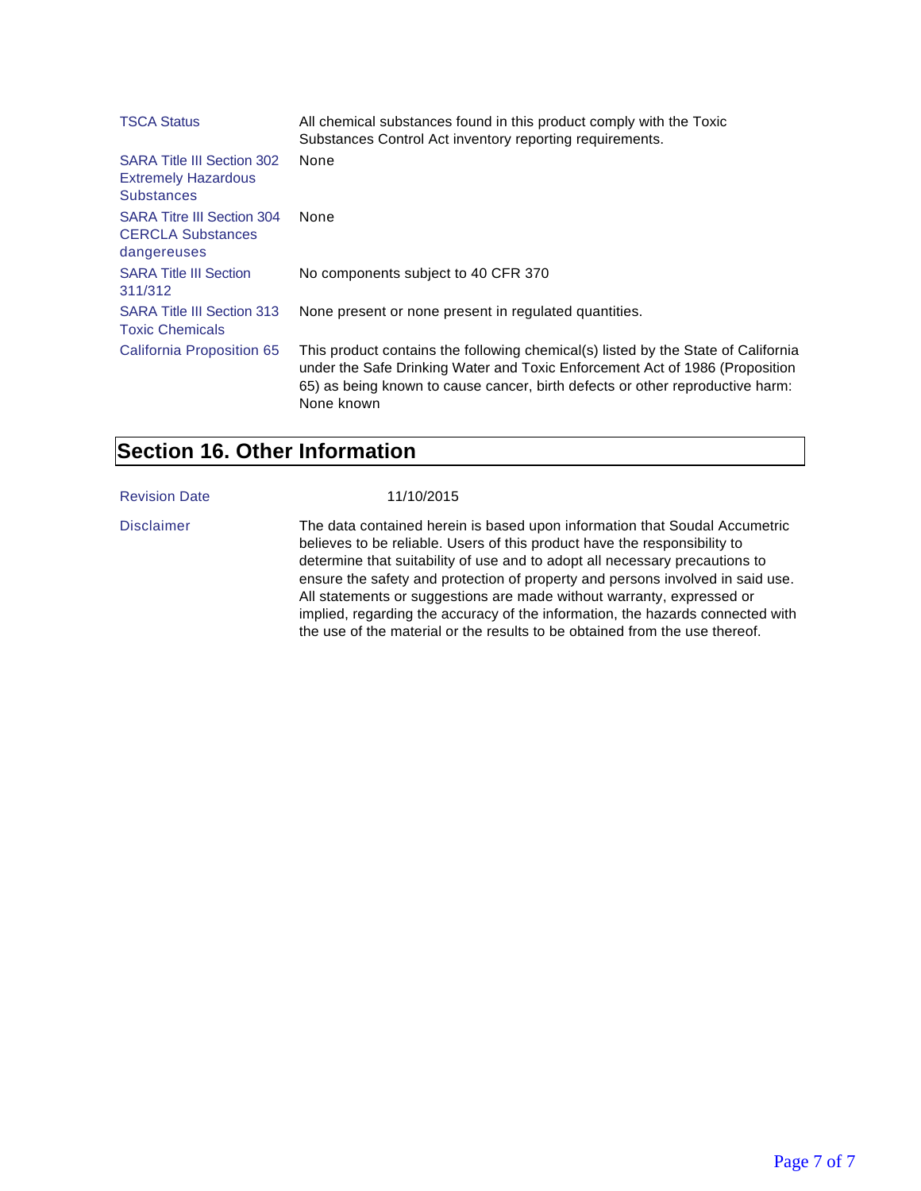| | |
|---|---|
| TSCA Status | All chemical substances found in this product comply with the Toxic Substances Control Act inventory reporting requirements. |
| SARA Title III Section 302 Extremely Hazardous Substances | None |
| SARA Titre III Section 304 CERCLA Substances dangereuses | None |
| SARA Title III Section 311/312 | No components subject to 40 CFR 370 |
| SARA Title III Section 313 Toxic Chemicals | None present or none present in regulated quantities. |
| California Proposition 65 | This product contains the following chemical(s) listed by the State of California under the Safe Drinking Water and Toxic Enforcement Act of 1986 (Proposition 65) as being known to cause cancer, birth defects or other reproductive harm: None known |

## Section 16. Other Information

| | |
|---|---|
| Revision Date | 11/10/2015 |
| Disclaimer | The data contained herein is based upon information that Soudal Accumetric believes to be reliable. Users of this product have the responsibility to determine that suitability of use and to adopt all necessary precautions to ensure the safety and protection of property and persons involved in said use. All statements or suggestions are made without warranty, expressed or implied, regarding the accuracy of the information, the hazards connected with the use of the material or the results to be obtained from the use thereof. |